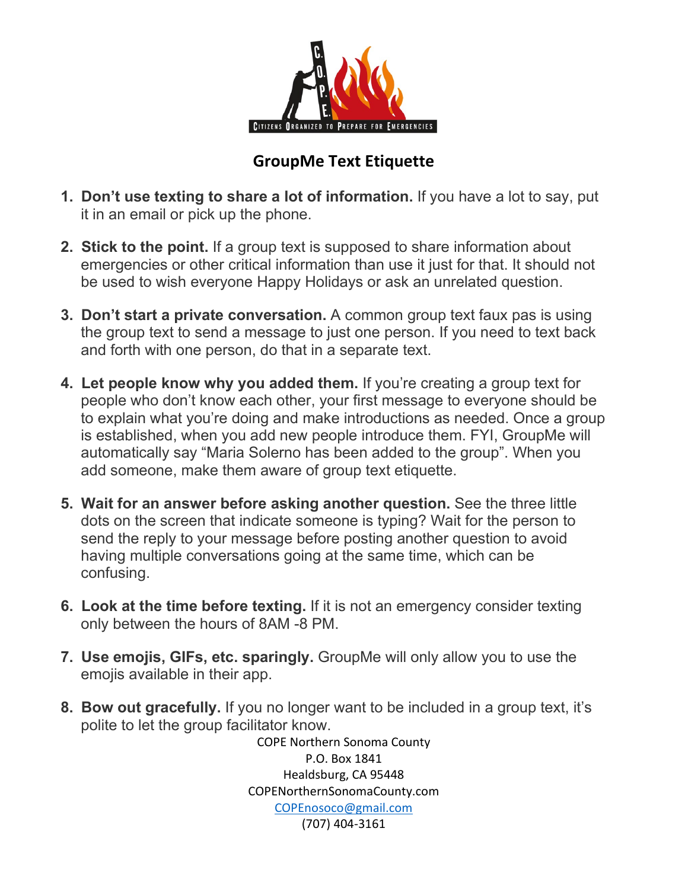C.O.P.E.

CITIZENS ORGANIZED TO PREPARE FOR EMERGENCIES

## GroupMe Text Etiquette

1. **Don't use texting to share a lot of information.** If you have a lot to say, put it in an email or pick up the phone.

2. **Stick to the point.** If a group text is supposed to share information about emergencies or other critical information than use it just for that. It should not be used to wish everyone Happy Holidays or ask an unrelated question.

3. **Don't start a private conversation.** A common group text faux pas is using the group text to send a message to just one person. If you need to text back and forth with one person, do that in a separate text.

4. **Let people know why you added them.** If you're creating a group text for people who don't know each other, your first message to everyone should be to explain what you're doing and make introductions as needed. Once a group is established, when you add new people introduce them. FYI, GroupMe will automatically say "Maria Solerno has been added to the group". When you add someone, make them aware of group text etiquette.

5. **Wait for an answer before asking another question.** See the three little dots on the screen that indicate someone is typing? Wait for the person to send the reply to your message before posting another question to avoid having multiple conversations going at the same time, which can be confusing.

6. **Look at the time before texting.** If it is not an emergency consider texting only between the hours of 8AM -8 PM.

7. **Use emojis, GIFs, etc. sparingly.** GroupMe will only allow you to use the emojis available in their app.

8. **Bow out gracefully.** If you no longer want to be included in a group text, it's polite to let the group facilitator know.

COPE Northern Sonoma County
P.O. Box 1841
Healdsburg, CA 95448
COPENorthernSonomaCounty.com
COPEnosoco@gmail.com
(707) 404-3161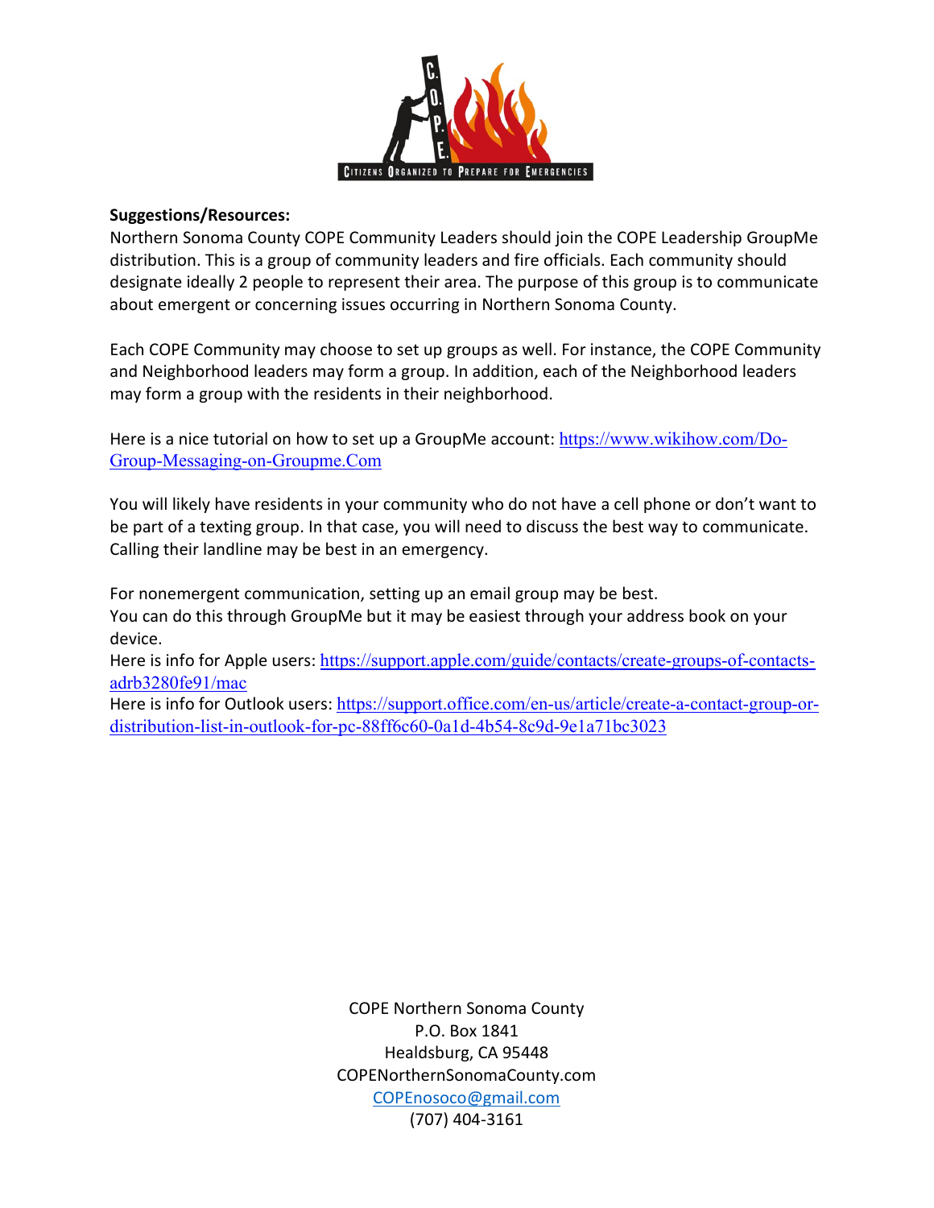**Suggestions/Resources:**

Northern Sonoma County COPE Community Leaders should join the COPE Leadership GroupMe distribution. This is a group of community leaders and fire officials. Each community should designate ideally 2 people to represent their area. The purpose of this group is to communicate about emergent or concerning issues occurring in Northern Sonoma County.

Each COPE Community may choose to set up groups as well. For instance, the COPE Community and Neighborhood leaders may form a group. In addition, each of the Neighborhood leaders may form a group with the residents in their neighborhood.

Here is a nice tutorial on how to set up a GroupMe account: https://www.wikihow.com/Do-Group-Messaging-on-Groupme.Com

You will likely have residents in your community who do not have a cell phone or don't want to be part of a texting group. In that case, you will need to discuss the best way to communicate. Calling their landline may be best in an emergency.

For nonemergent communication, setting up an email group may be best.
You can do this through GroupMe but it may be easiest through your address book on your device.
Here is info for Apple users: https://support.apple.com/guide/contacts/create-groups-of-contacts-adrb3280fe91/mac
Here is info for Outlook users: https://support.office.com/en-us/article/create-a-contact-group-or-distribution-list-in-outlook-for-pc-88ff6c60-0a1d-4b54-8c9d-9e1a71bc3023

COPE Northern Sonoma County
P.O. Box 1841
Healdsburg, CA 95448
COPENorthernSonomaCounty.com
COPEnosoco@gmail.com
(707) 404-3161